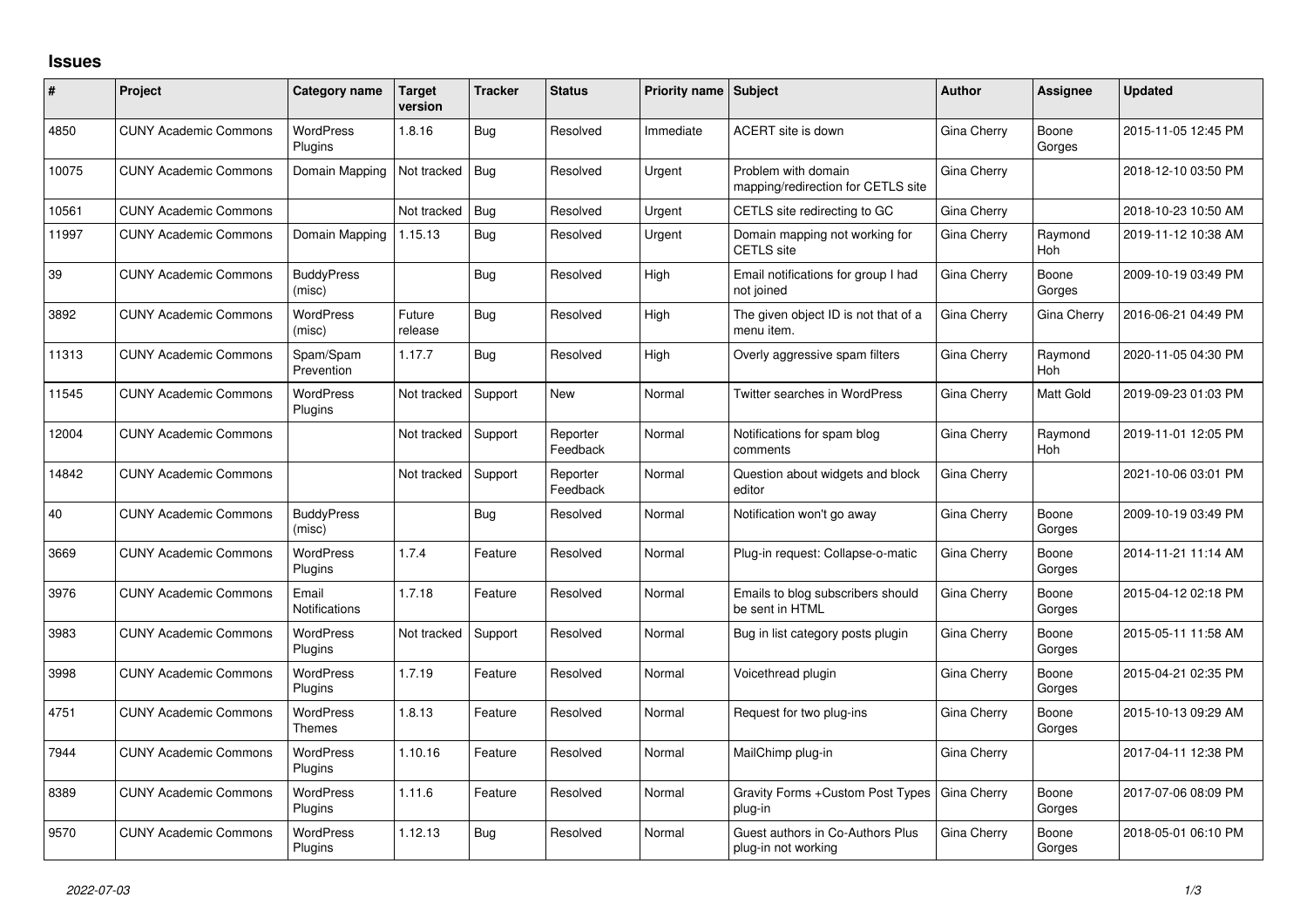# Issues

| # | Project | Category name | Target version | Tracker | Status | Priority name | Subject | Author | Assignee | Updated |
|---|---|---|---|---|---|---|---|---|---|---|
| 4850 | CUNY Academic Commons | WordPress Plugins | 1.8.16 | Bug | Resolved | Immediate | ACERT site is down | Gina Cherry | Boone Gorges | 2015-11-05 12:45 PM |
| 10075 | CUNY Academic Commons | Domain Mapping | Not tracked | Bug | Resolved | Urgent | Problem with domain mapping/redirection for CETLS site | Gina Cherry | | 2018-12-10 03:50 PM |
| 10561 | CUNY Academic Commons | | Not tracked | Bug | Resolved | Urgent | CETLS site redirecting to GC | Gina Cherry | | 2018-10-23 10:50 AM |
| 11997 | CUNY Academic Commons | Domain Mapping | 1.15.13 | Bug | Resolved | Urgent | Domain mapping not working for CETLS site | Gina Cherry | Raymond Hoh | 2019-11-12 10:38 AM |
| 39 | CUNY Academic Commons | BuddyPress (misc) | | Bug | Resolved | High | Email notifications for group I had not joined | Gina Cherry | Boone Gorges | 2009-10-19 03:49 PM |
| 3892 | CUNY Academic Commons | WordPress (misc) | Future release | Bug | Resolved | High | The given object ID is not that of a menu item. | Gina Cherry | Gina Cherry | 2016-06-21 04:49 PM |
| 11313 | CUNY Academic Commons | Spam/Spam Prevention | 1.17.7 | Bug | Resolved | High | Overly aggressive spam filters | Gina Cherry | Raymond Hoh | 2020-11-05 04:30 PM |
| 11545 | CUNY Academic Commons | WordPress Plugins | Not tracked | Support | New | Normal | Twitter searches in WordPress | Gina Cherry | Matt Gold | 2019-09-23 01:03 PM |
| 12004 | CUNY Academic Commons | | Not tracked | Support | Reporter Feedback | Normal | Notifications for spam blog comments | Gina Cherry | Raymond Hoh | 2019-11-01 12:05 PM |
| 14842 | CUNY Academic Commons | | Not tracked | Support | Reporter Feedback | Normal | Question about widgets and block editor | Gina Cherry | | 2021-10-06 03:01 PM |
| 40 | CUNY Academic Commons | BuddyPress (misc) | | Bug | Resolved | Normal | Notification won't go away | Gina Cherry | Boone Gorges | 2009-10-19 03:49 PM |
| 3669 | CUNY Academic Commons | WordPress Plugins | 1.7.4 | Feature | Resolved | Normal | Plug-in request: Collapse-o-matic | Gina Cherry | Boone Gorges | 2014-11-21 11:14 AM |
| 3976 | CUNY Academic Commons | Email Notifications | 1.7.18 | Feature | Resolved | Normal | Emails to blog subscribers should be sent in HTML | Gina Cherry | Boone Gorges | 2015-04-12 02:18 PM |
| 3983 | CUNY Academic Commons | WordPress Plugins | Not tracked | Support | Resolved | Normal | Bug in list category posts plugin | Gina Cherry | Boone Gorges | 2015-05-11 11:58 AM |
| 3998 | CUNY Academic Commons | WordPress Plugins | 1.7.19 | Feature | Resolved | Normal | Voicethread plugin | Gina Cherry | Boone Gorges | 2015-04-21 02:35 PM |
| 4751 | CUNY Academic Commons | WordPress Themes | 1.8.13 | Feature | Resolved | Normal | Request for two plug-ins | Gina Cherry | Boone Gorges | 2015-10-13 09:29 AM |
| 7944 | CUNY Academic Commons | WordPress Plugins | 1.10.16 | Feature | Resolved | Normal | MailChimp plug-in | Gina Cherry | | 2017-04-11 12:38 PM |
| 8389 | CUNY Academic Commons | WordPress Plugins | 1.11.6 | Feature | Resolved | Normal | Gravity Forms +Custom Post Types plug-in | Gina Cherry | Boone Gorges | 2017-07-06 08:09 PM |
| 9570 | CUNY Academic Commons | WordPress Plugins | 1.12.13 | Bug | Resolved | Normal | Guest authors in Co-Authors Plus plug-in not working | Gina Cherry | Boone Gorges | 2018-05-01 06:10 PM |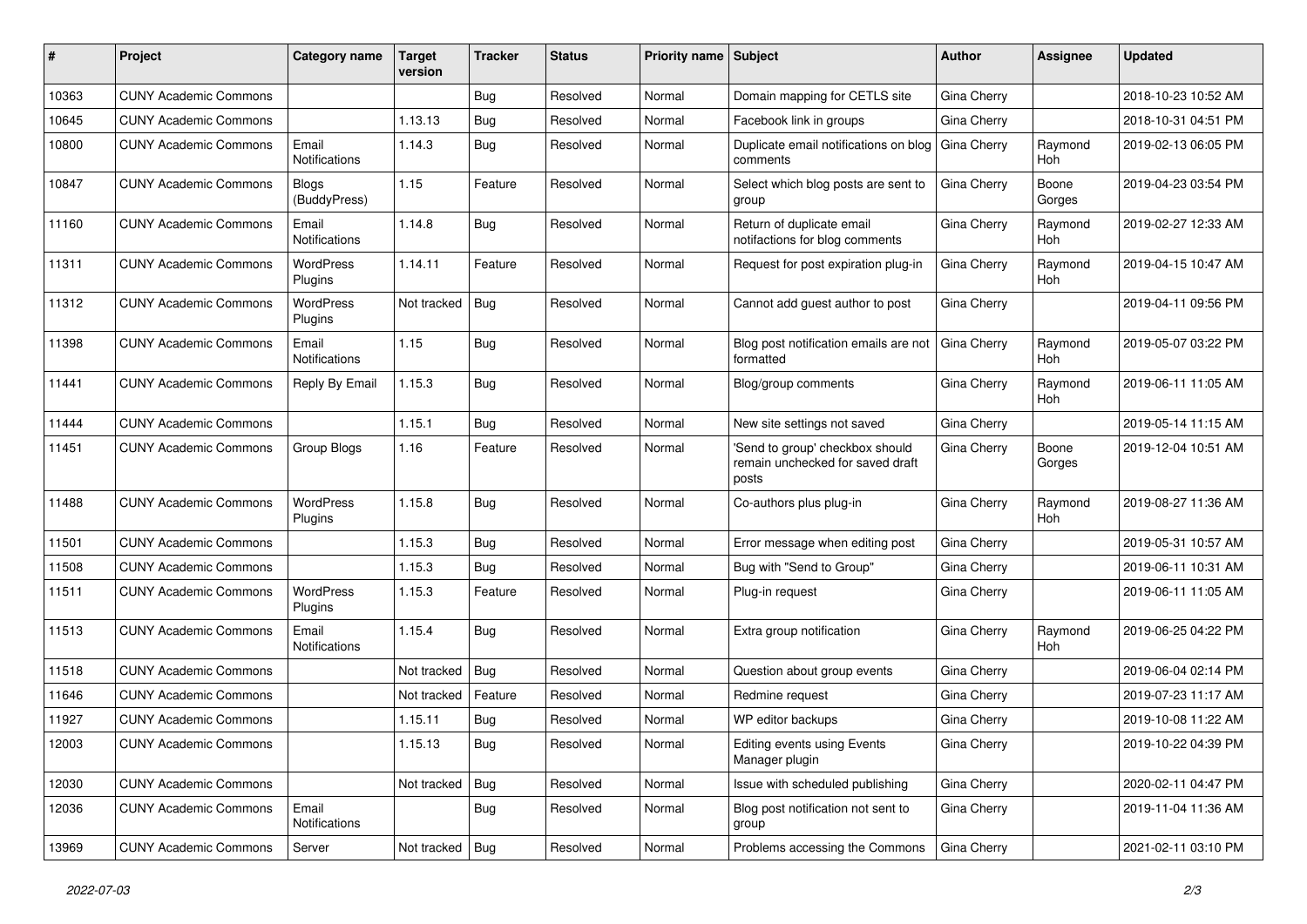| # | Project | Category name | Target version | Tracker | Status | Priority name | Subject | Author | Assignee | Updated |
|---|---|---|---|---|---|---|---|---|---|---|
| 10363 | CUNY Academic Commons | | | Bug | Resolved | Normal | Domain mapping for CETLS site | Gina Cherry | | 2018-10-23 10:52 AM |
| 10645 | CUNY Academic Commons | | 1.13.13 | Bug | Resolved | Normal | Facebook link in groups | Gina Cherry | | 2018-10-31 04:51 PM |
| 10800 | CUNY Academic Commons | Email Notifications | 1.14.3 | Bug | Resolved | Normal | Duplicate email notifications on blog comments | Gina Cherry | Raymond Hoh | 2019-02-13 06:05 PM |
| 10847 | CUNY Academic Commons | Blogs (BuddyPress) | 1.15 | Feature | Resolved | Normal | Select which blog posts are sent to group | Gina Cherry | Boone Gorges | 2019-04-23 03:54 PM |
| 11160 | CUNY Academic Commons | Email Notifications | 1.14.8 | Bug | Resolved | Normal | Return of duplicate email notifactions for blog comments | Gina Cherry | Raymond Hoh | 2019-02-27 12:33 AM |
| 11311 | CUNY Academic Commons | WordPress Plugins | 1.14.11 | Feature | Resolved | Normal | Request for post expiration plug-in | Gina Cherry | Raymond Hoh | 2019-04-15 10:47 AM |
| 11312 | CUNY Academic Commons | WordPress Plugins | Not tracked | Bug | Resolved | Normal | Cannot add guest author to post | Gina Cherry | | 2019-04-11 09:56 PM |
| 11398 | CUNY Academic Commons | Email Notifications | 1.15 | Bug | Resolved | Normal | Blog post notification emails are not formatted | Gina Cherry | Raymond Hoh | 2019-05-07 03:22 PM |
| 11441 | CUNY Academic Commons | Reply By Email | 1.15.3 | Bug | Resolved | Normal | Blog/group comments | Gina Cherry | Raymond Hoh | 2019-06-11 11:05 AM |
| 11444 | CUNY Academic Commons | | 1.15.1 | Bug | Resolved | Normal | New site settings not saved | Gina Cherry | | 2019-05-14 11:15 AM |
| 11451 | CUNY Academic Commons | Group Blogs | 1.16 | Feature | Resolved | Normal | 'Send to group' checkbox should remain unchecked for saved draft posts | Gina Cherry | Boone Gorges | 2019-12-04 10:51 AM |
| 11488 | CUNY Academic Commons | WordPress Plugins | 1.15.8 | Bug | Resolved | Normal | Co-authors plus plug-in | Gina Cherry | Raymond Hoh | 2019-08-27 11:36 AM |
| 11501 | CUNY Academic Commons | | 1.15.3 | Bug | Resolved | Normal | Error message when editing post | Gina Cherry | | 2019-05-31 10:57 AM |
| 11508 | CUNY Academic Commons | | 1.15.3 | Bug | Resolved | Normal | Bug with "Send to Group" | Gina Cherry | | 2019-06-11 10:31 AM |
| 11511 | CUNY Academic Commons | WordPress Plugins | 1.15.3 | Feature | Resolved | Normal | Plug-in request | Gina Cherry | | 2019-06-11 11:05 AM |
| 11513 | CUNY Academic Commons | Email Notifications | 1.15.4 | Bug | Resolved | Normal | Extra group notification | Gina Cherry | Raymond Hoh | 2019-06-25 04:22 PM |
| 11518 | CUNY Academic Commons | | Not tracked | Bug | Resolved | Normal | Question about group events | Gina Cherry | | 2019-06-04 02:14 PM |
| 11646 | CUNY Academic Commons | | Not tracked | Feature | Resolved | Normal | Redmine request | Gina Cherry | | 2019-07-23 11:17 AM |
| 11927 | CUNY Academic Commons | | 1.15.11 | Bug | Resolved | Normal | WP editor backups | Gina Cherry | | 2019-10-08 11:22 AM |
| 12003 | CUNY Academic Commons | | 1.15.13 | Bug | Resolved | Normal | Editing events using Events Manager plugin | Gina Cherry | | 2019-10-22 04:39 PM |
| 12030 | CUNY Academic Commons | | Not tracked | Bug | Resolved | Normal | Issue with scheduled publishing | Gina Cherry | | 2020-02-11 04:47 PM |
| 12036 | CUNY Academic Commons | Email Notifications | | Bug | Resolved | Normal | Blog post notification not sent to group | Gina Cherry | | 2019-11-04 11:36 AM |
| 13969 | CUNY Academic Commons | Server | Not tracked | Bug | Resolved | Normal | Problems accessing the Commons | Gina Cherry | | 2021-02-11 03:10 PM |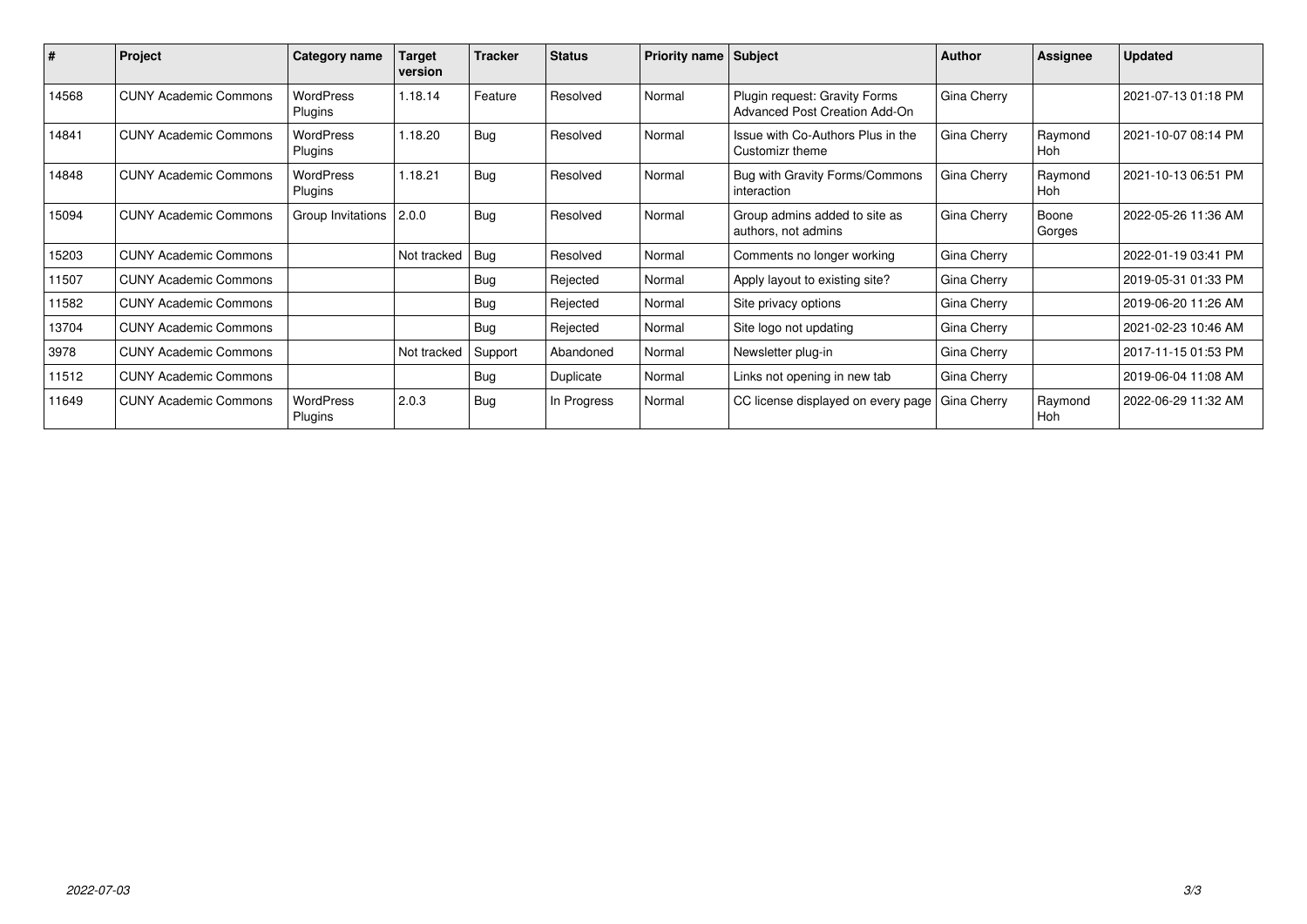| # | Project | Category name | Target version | Tracker | Status | Priority name | Subject | Author | Assignee | Updated |
|---|---|---|---|---|---|---|---|---|---|---|
| 14568 | CUNY Academic Commons | WordPress Plugins | 1.18.14 | Feature | Resolved | Normal | Plugin request: Gravity Forms Advanced Post Creation Add-On | Gina Cherry | | 2021-07-13 01:18 PM |
| 14841 | CUNY Academic Commons | WordPress Plugins | 1.18.20 | Bug | Resolved | Normal | Issue with Co-Authors Plus in the Customizr theme | Gina Cherry | Raymond Hoh | 2021-10-07 08:14 PM |
| 14848 | CUNY Academic Commons | WordPress Plugins | 1.18.21 | Bug | Resolved | Normal | Bug with Gravity Forms/Commons interaction | Gina Cherry | Raymond Hoh | 2021-10-13 06:51 PM |
| 15094 | CUNY Academic Commons | Group Invitations | 2.0.0 | Bug | Resolved | Normal | Group admins added to site as authors, not admins | Gina Cherry | Boone Gorges | 2022-05-26 11:36 AM |
| 15203 | CUNY Academic Commons | | Not tracked | Bug | Resolved | Normal | Comments no longer working | Gina Cherry | | 2022-01-19 03:41 PM |
| 11507 | CUNY Academic Commons | | | Bug | Rejected | Normal | Apply layout to existing site? | Gina Cherry | | 2019-05-31 01:33 PM |
| 11582 | CUNY Academic Commons | | | Bug | Rejected | Normal | Site privacy options | Gina Cherry | | 2019-06-20 11:26 AM |
| 13704 | CUNY Academic Commons | | | Bug | Rejected | Normal | Site logo not updating | Gina Cherry | | 2021-02-23 10:46 AM |
| 3978 | CUNY Academic Commons | | Not tracked | Support | Abandoned | Normal | Newsletter plug-in | Gina Cherry | | 2017-11-15 01:53 PM |
| 11512 | CUNY Academic Commons | | | Bug | Duplicate | Normal | Links not opening in new tab | Gina Cherry | | 2019-06-04 11:08 AM |
| 11649 | CUNY Academic Commons | WordPress Plugins | 2.0.3 | Bug | In Progress | Normal | CC license displayed on every page | Gina Cherry | Raymond Hoh | 2022-06-29 11:32 AM |